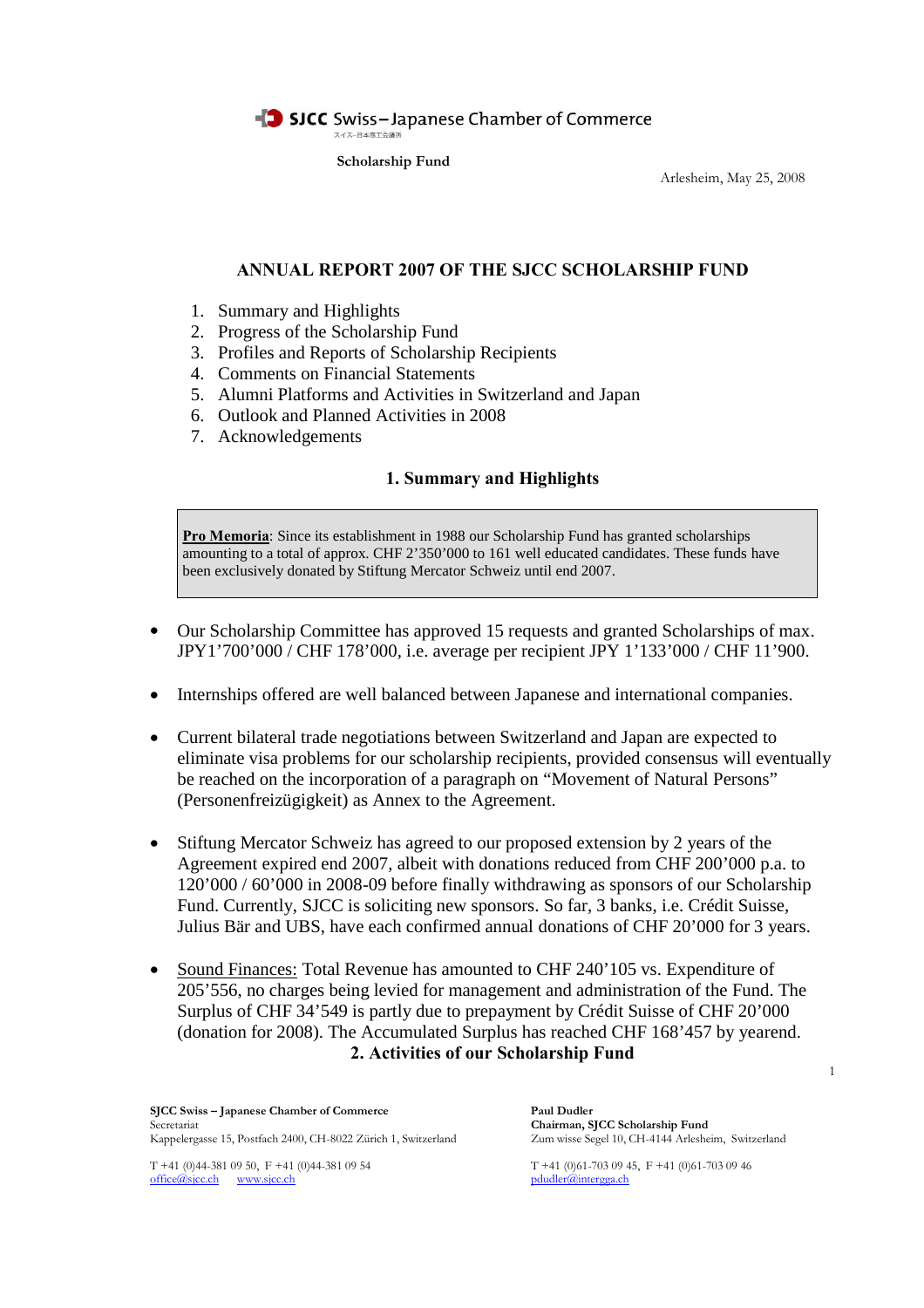SJCC Swiss–Japanese Chamber of Commerce

スイス-日本商工会議所

**Scholarship Fund**

Arlesheim, May 25, 2008

# ANNUAL REPORT 2007 OF THE SJCC SCHOLARSHIP FUND

1. Summary and Highlights
2. Progress of the Scholarship Fund
3. Profiles and Reports of Scholarship Recipients
4. Comments on Financial Statements
5. Alumni Platforms and Activities in Switzerland and Japan
6. Outlook and Planned Activities in 2008
7. Acknowledgements

## 1. Summary and Highlights

> **Pro Memoria**: Since its establishment in 1988 our Scholarship Fund has granted scholarships amounting to a total of approx. CHF 2'350'000 to 161 well educated candidates. These funds have been exclusively donated by Stiftung Mercator Schweiz until end 2007.

- Our Scholarship Committee has approved 15 requests and granted Scholarships of max. JPY1'700'000 / CHF 178'000, i.e. average per recipient JPY 1'133'000 / CHF 11'900.
- Internships offered are well balanced between Japanese and international companies.
- Current bilateral trade negotiations between Switzerland and Japan are expected to eliminate visa problems for our scholarship recipients, provided consensus will eventually be reached on the incorporation of a paragraph on "Movement of Natural Persons" (Personenfreizügigkeit) as Annex to the Agreement.
- Stiftung Mercator Schweiz has agreed to our proposed extension by 2 years of the Agreement expired end 2007, albeit with donations reduced from CHF 200'000 p.a. to 120'000 / 60'000 in 2008-09 before finally withdrawing as sponsors of our Scholarship Fund. Currently, SJCC is soliciting new sponsors. So far, 3 banks, i.e. Crédit Suisse, Julius Bär and UBS, have each confirmed annual donations of CHF 20'000 for 3 years.
- Sound Finances: Total Revenue has amounted to CHF 240'105 vs. Expenditure of 205'556, no charges being levied for management and administration of the Fund. The Surplus of CHF 34'549 is partly due to prepayment by Crédit Suisse of CHF 20'000 (donation for 2008). The Accumulated Surplus has reached CHF 168'457 by yearend.

## 2. Activities of our Scholarship Fund

**SJCC Swiss – Japanese Chamber of Commerce**
Secretariat
Kappelergasse 15, Postfach 2400, CH-8022 Zürich 1, Switzerland

T +41 (0)44-381 09 50, F +41 (0)44-381 09 54
office@sjcc.ch www.sjcc.ch

**Paul Dudler**
**Chairman, SJCC Scholarship Fund**
Zum wisse Segel 10, CH-4144 Arlesheim, Switzerland

T +41 (0)61-703 09 45, F +41 (0)61-703 09 46
pdudler@intergga.ch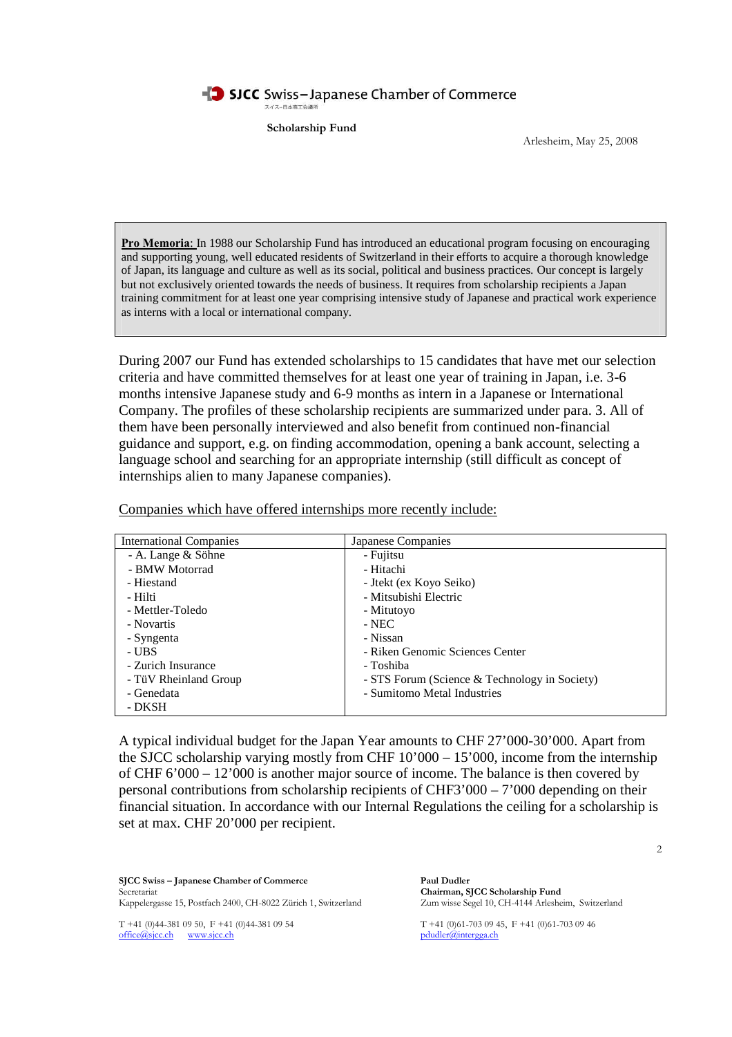SJCC Swiss – Japanese Chamber of Commerce

スイス-日本商工会議所

**Scholarship Fund**

Arlesheim, May 25, 2008

**Pro Memoria**: In 1988 our Scholarship Fund has introduced an educational program focusing on encouraging and supporting young, well educated residents of Switzerland in their efforts to acquire a thorough knowledge of Japan, its language and culture as well as its social, political and business practices. Our concept is largely but not exclusively oriented towards the needs of business. It requires from scholarship recipients a Japan training commitment for at least one year comprising intensive study of Japanese and practical work experience as interns with a local or international company.

During 2007 our Fund has extended scholarships to 15 candidates that have met our selection criteria and have committed themselves for at least one year of training in Japan, i.e. 3-6 months intensive Japanese study and 6-9 months as intern in a Japanese or International Company. The profiles of these scholarship recipients are summarized under para. 3. All of them have been personally interviewed and also benefit from continued non-financial guidance and support, e.g. on finding accommodation, opening a bank account, selecting a language school and searching for an appropriate internship (still difficult as concept of internships alien to many Japanese companies).

Companies which have offered internships more recently include:

| International Companies | Japanese Companies |
|---|---|
| - A. Lange & Söhne | - Fujitsu |
| - BMW Motorrad | - Hitachi |
| - Hiestand | - Jtekt (ex Koyo Seiko) |
| - Hilti | - Mitsubishi Electric |
| - Mettler-Toledo | - Mitutoyo |
| - Novartis | - NEC |
| - Syngenta | - Nissan |
| - UBS | - Riken Genomic Sciences Center |
| - Zurich Insurance | - Toshiba |
| - TüV Rheinland Group | - STS Forum (Science & Technology in Society) |
| - Genedata | - Sumitomo Metal Industries |
| - DKSH | |

A typical individual budget for the Japan Year amounts to CHF 27'000-30'000. Apart from the SJCC scholarship varying mostly from CHF 10'000 – 15'000, income from the internship of CHF 6'000 – 12'000 is another major source of income. The balance is then covered by personal contributions from scholarship recipients of CHF3'000 – 7'000 depending on their financial situation. In accordance with our Internal Regulations the ceiling for a scholarship is set at max. CHF 20'000 per recipient.

**SJCC Swiss – Japanese Chamber of Commerce**
Secretariat
Kappelergasse 15, Postfach 2400, CH-8022 Zürich 1, Switzerland

T +41 (0)44-381 09 50, F +41 (0)44-381 09 54
office@sjcc.ch www.sjcc.ch

**Paul Dudler**
**Chairman, SJCC Scholarship Fund**
Zum wisse Segel 10, CH-4144 Arlesheim, Switzerland

T +41 (0)61-703 09 45, F +41 (0)61-703 09 46
pdudler@intergga.ch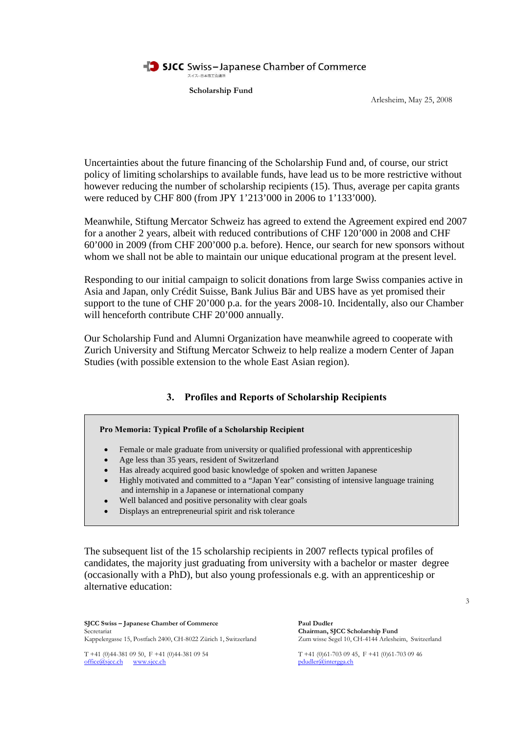Scholarship Fund

Arlesheim, May 25, 2008

Uncertainties about the future financing of the Scholarship Fund and, of course, our strict policy of limiting scholarships to available funds, have lead us to be more restrictive without however reducing the number of scholarship recipients (15). Thus, average per capita grants were reduced by CHF 800 (from JPY 1'213'000 in 2006 to 1'133'000).

Meanwhile, Stiftung Mercator Schweiz has agreed to extend the Agreement expired end 2007 for a another 2 years, albeit with reduced contributions of CHF 120'000 in 2008 and CHF 60'000 in 2009 (from CHF 200'000 p.a. before). Hence, our search for new sponsors without whom we shall not be able to maintain our unique educational program at the present level.

Responding to our initial campaign to solicit donations from large Swiss companies active in Asia and Japan, only Crédit Suisse, Bank Julius Bär and UBS have as yet promised their support to the tune of CHF 20'000 p.a. for the years 2008-10. Incidentally, also our Chamber will henceforth contribute CHF 20'000 annually.

Our Scholarship Fund and Alumni Organization have meanwhile agreed to cooperate with Zurich University and Stiftung Mercator Schweiz to help realize a modern Center of Japan Studies (with possible extension to the whole East Asian region).

## 3. Profiles and Reports of Scholarship Recipients

**Pro Memoria: Typical Profile of a Scholarship Recipient**

- Female or male graduate from university or qualified professional with apprenticeship
- Age less than 35 years, resident of Switzerland
- Has already acquired good basic knowledge of spoken and written Japanese
- Highly motivated and committed to a "Japan Year" consisting of intensive language training and internship in a Japanese or international company
- Well balanced and positive personality with clear goals
- Displays an entrepreneurial spirit and risk tolerance

The subsequent list of the 15 scholarship recipients in 2007 reflects typical profiles of candidates, the majority just graduating from university with a bachelor or master degree (occasionally with a PhD), but also young professionals e.g. with an apprenticeship or alternative education: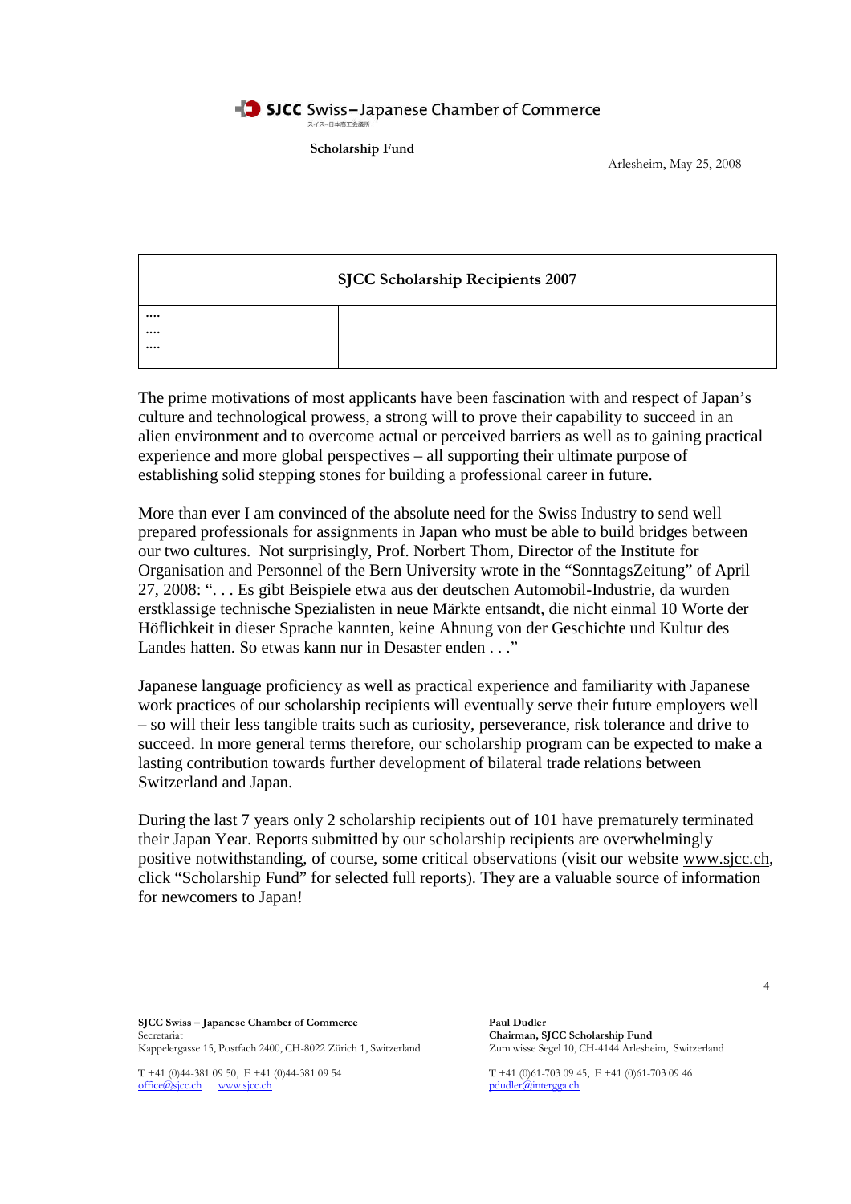**SJCC Swiss – Japanese Chamber of Commerce**

スイス–日本商工会議所

**Scholarship Fund**

Arlesheim, May 25, 2008

| SJCC Scholarship Recipients 2007 | | |
|---|---|---|
| ….<br>….<br>…. | | |

The prime motivations of most applicants have been fascination with and respect of Japan's culture and technological prowess, a strong will to prove their capability to succeed in an alien environment and to overcome actual or perceived barriers as well as to gaining practical experience and more global perspectives – all supporting their ultimate purpose of establishing solid stepping stones for building a professional career in future.

More than ever I am convinced of the absolute need for the Swiss Industry to send well prepared professionals for assignments in Japan who must be able to build bridges between our two cultures. Not surprisingly, Prof. Norbert Thom, Director of the Institute for Organisation and Personnel of the Bern University wrote in the "SonntagsZeitung" of April 27, 2008: ". . . Es gibt Beispiele etwa aus der deutschen Automobil-Industrie, da wurden erstklassige technische Spezialisten in neue Märkte entsandt, die nicht einmal 10 Worte der Höflichkeit in dieser Sprache kannten, keine Ahnung von der Geschichte und Kultur des Landes hatten. So etwas kann nur in Desaster enden . . ."

Japanese language proficiency as well as practical experience and familiarity with Japanese work practices of our scholarship recipients will eventually serve their future employers well – so will their less tangible traits such as curiosity, perseverance, risk tolerance and drive to succeed. In more general terms therefore, our scholarship program can be expected to make a lasting contribution towards further development of bilateral trade relations between Switzerland and Japan.

During the last 7 years only 2 scholarship recipients out of 101 have prematurely terminated their Japan Year. Reports submitted by our scholarship recipients are overwhelmingly positive notwithstanding, of course, some critical observations (visit our website www.sjcc.ch, click "Scholarship Fund" for selected full reports). They are a valuable source of information for newcomers to Japan!

**SJCC Swiss – Japanese Chamber of Commerce**
Secretariat
Kappelergasse 15, Postfach 2400, CH-8022 Zürich 1, Switzerland

T +41 (0)44-381 09 50, F +41 (0)44-381 09 54
office@sjcc.ch www.sjcc.ch

**Paul Dudler**
**Chairman, SJCC Scholarship Fund**
Zum wisse Segel 10, CH-4144 Arlesheim, Switzerland

T +41 (0)61-703 09 45, F +41 (0)61-703 09 46
pdudler@intergga.ch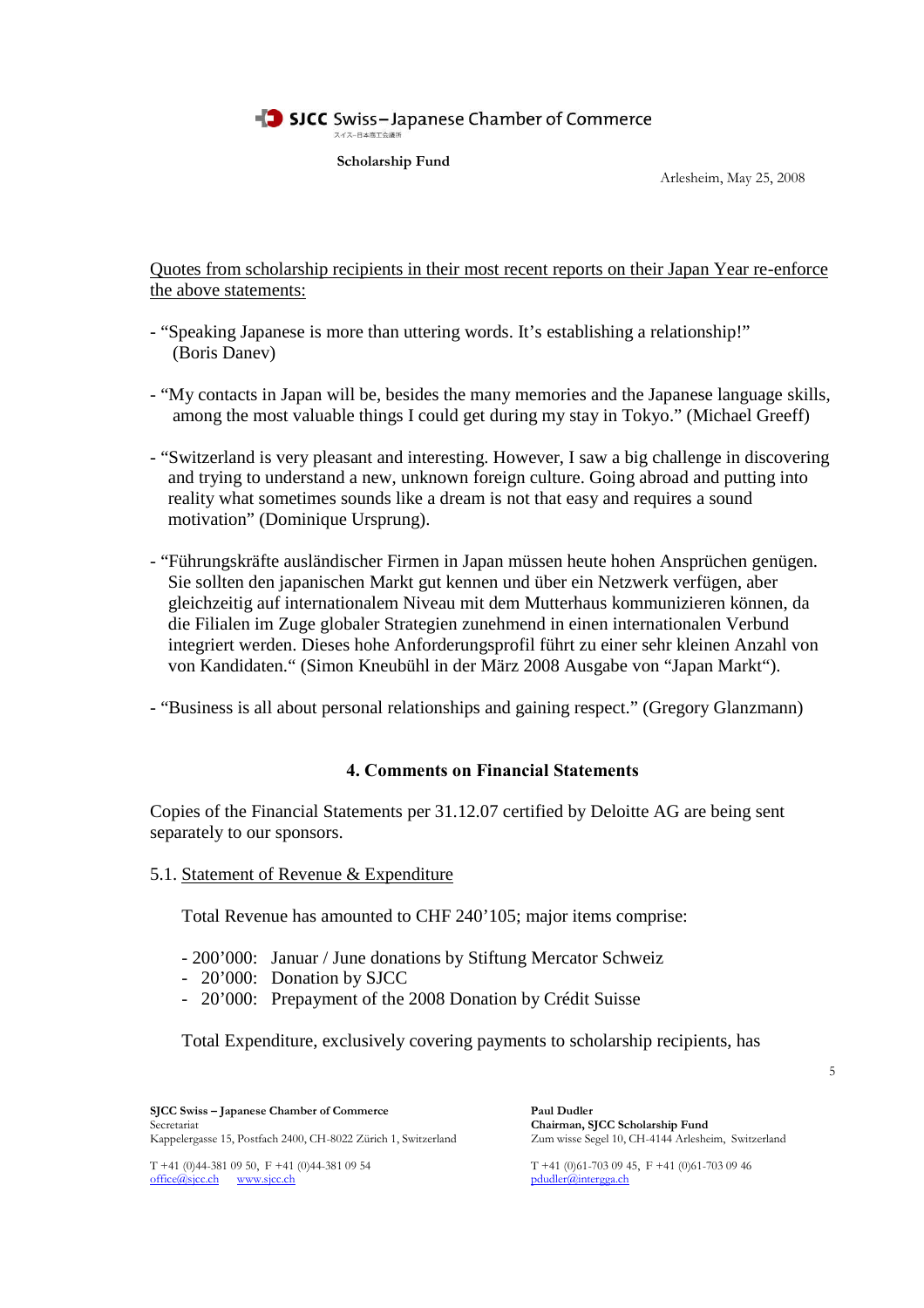**SJCC Swiss – Japanese Chamber of Commerce**

**Scholarship Fund**

Arlesheim, May 25, 2008

Quotes from scholarship recipients in their most recent reports on their Japan Year re-enforce the above statements:

- "Speaking Japanese is more than uttering words. It's establishing a relationship!" (Boris Danev)

- "My contacts in Japan will be, besides the many memories and the Japanese language skills, among the most valuable things I could get during my stay in Tokyo." (Michael Greeff)

- "Switzerland is very pleasant and interesting. However, I saw a big challenge in discovering and trying to understand a new, unknown foreign culture. Going abroad and putting into reality what sometimes sounds like a dream is not that easy and requires a sound motivation" (Dominique Ursprung).

- "Führungskräfte ausländischer Firmen in Japan müssen heute hohen Ansprüchen genügen. Sie sollten den japanischen Markt gut kennen und über ein Netzwerk verfügen, aber gleichzeitig auf internationalem Niveau mit dem Mutterhaus kommunizieren können, da die Filialen im Zuge globaler Strategien zunehmend in einen internationalen Verbund integriert werden. Dieses hohe Anforderungsprofil führt zu einer sehr kleinen Anzahl von von Kandidaten." (Simon Kneubühl in der März 2008 Ausgabe von "Japan Markt").

- "Business is all about personal relationships and gaining respect." (Gregory Glanzmann)

## 4. Comments on Financial Statements

Copies of the Financial Statements per 31.12.07 certified by Deloitte AG are being sent separately to our sponsors.

5.1. Statement of Revenue & Expenditure

Total Revenue has amounted to CHF 240'105; major items comprise:

- 200'000: Januar / June donations by Stiftung Mercator Schweiz
- 20'000: Donation by SJCC
- 20'000: Prepayment of the 2008 Donation by Crédit Suisse

Total Expenditure, exclusively covering payments to scholarship recipients, has

**SJCC Swiss – Japanese Chamber of Commerce**
Secretariat
Kappelergasse 15, Postfach 2400, CH-8022 Zürich 1, Switzerland

T +41 (0)44-381 09 50, F +41 (0)44-381 09 54
office@sjcc.ch www.sjcc.ch

**Paul Dudler**
**Chairman, SJCC Scholarship Fund**
Zum wisse Segel 10, CH-4144 Arlesheim, Switzerland

T +41 (0)61-703 09 45, F +41 (0)61-703 09 46
pdudler@intergga.ch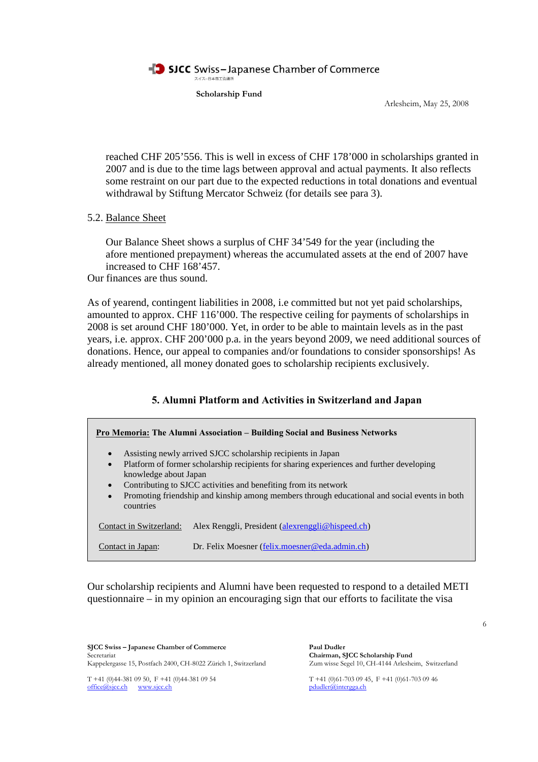reached CHF 205'556. This is well in excess of CHF 178'000 in scholarships granted in 2007 and is due to the time lags between approval and actual payments. It also reflects some restraint on our part due to the expected reductions in total donations and eventual withdrawal by Stiftung Mercator Schweiz (for details see para 3).

5.2. Balance Sheet

Our Balance Sheet shows a surplus of CHF 34'549 for the year (including the afore mentioned prepayment) whereas the accumulated assets at the end of 2007 have increased to CHF 168'457.

Our finances are thus sound.

As of yearend, contingent liabilities in 2008, i.e committed but not yet paid scholarships, amounted to approx. CHF 116'000. The respective ceiling for payments of scholarships in 2008 is set around CHF 180'000. Yet, in order to be able to maintain levels as in the past years, i.e. approx. CHF 200'000 p.a. in the years beyond 2009, we need additional sources of donations. Hence, our appeal to companies and/or foundations to consider sponsorships! As already mentioned, all money donated goes to scholarship recipients exclusively.

## 5. Alumni Platform and Activities in Switzerland and Japan

**Pro Memoria: The Alumni Association – Building Social and Business Networks**

- Assisting newly arrived SJCC scholarship recipients in Japan
- Platform of former scholarship recipients for sharing experiences and further developing knowledge about Japan
- Contributing to SJCC activities and benefiting from its network
- Promoting friendship and kinship among members through educational and social events in both countries

Contact in Switzerland: Alex Renggli, President (alexrenggli@hispeed.ch)

Contact in Japan: Dr. Felix Moesner (felix.moesner@eda.admin.ch)

Our scholarship recipients and Alumni have been requested to respond to a detailed METI questionnaire – in my opinion an encouraging sign that our efforts to facilitate the visa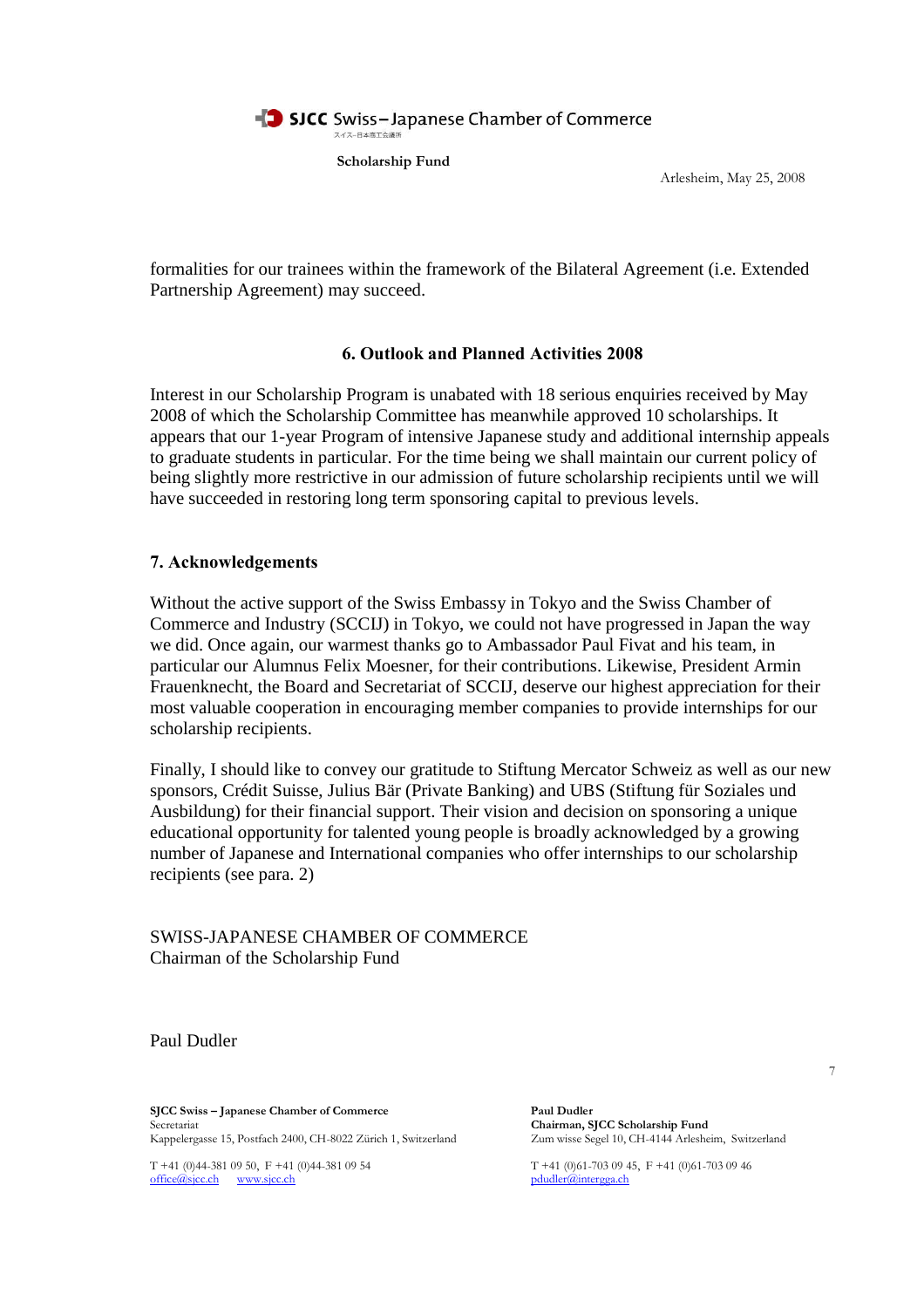formalities for our trainees within the framework of the Bilateral Agreement (i.e. Extended Partnership Agreement) may succeed.

## 6. Outlook and Planned Activities 2008

Interest in our Scholarship Program is unabated with 18 serious enquiries received by May 2008 of which the Scholarship Committee has meanwhile approved 10 scholarships. It appears that our 1-year Program of intensive Japanese study and additional internship appeals to graduate students in particular. For the time being we shall maintain our current policy of being slightly more restrictive in our admission of future scholarship recipients until we will have succeeded in restoring long term sponsoring capital to previous levels.

## 7. Acknowledgements

Without the active support of the Swiss Embassy in Tokyo and the Swiss Chamber of Commerce and Industry (SCCIJ) in Tokyo, we could not have progressed in Japan the way we did. Once again, our warmest thanks go to Ambassador Paul Fivat and his team, in particular our Alumnus Felix Moesner, for their contributions. Likewise, President Armin Frauenknecht, the Board and Secretariat of SCCIJ, deserve our highest appreciation for their most valuable cooperation in encouraging member companies to provide internships for our scholarship recipients.

Finally, I should like to convey our gratitude to Stiftung Mercator Schweiz as well as our new sponsors, Crédit Suisse, Julius Bär (Private Banking) and UBS (Stiftung für Soziales und Ausbildung) for their financial support. Their vision and decision on sponsoring a unique educational opportunity for talented young people is broadly acknowledged by a growing number of Japanese and International companies who offer internships to our scholarship recipients (see para. 2)

SWISS-JAPANESE CHAMBER OF COMMERCE
Chairman of the Scholarship Fund

Paul Dudler